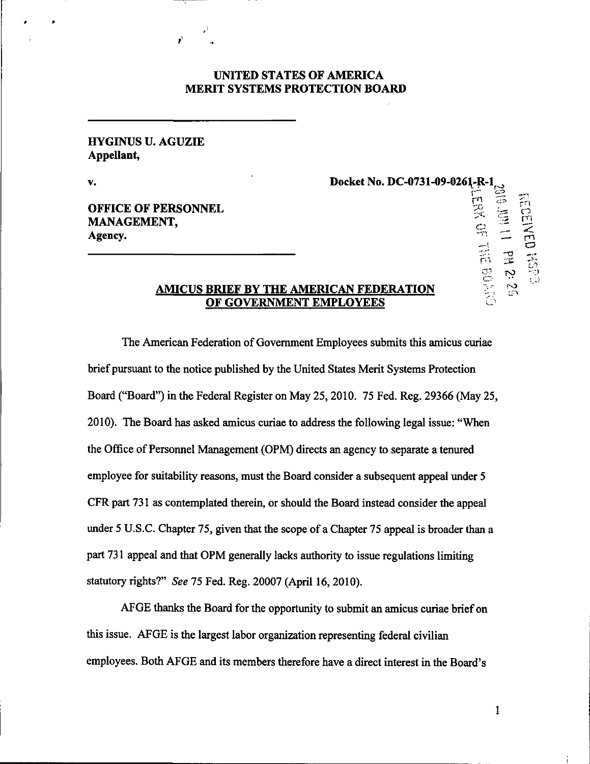# UNITED STATES OF AMERICA
# MERIT SYSTEMS PROTECTION BOARD

---

**HYGINUS U. AGUZIE**
**Appellant,**

**v.**

**Docket No. DC-0731-09-0261-R-1**

**OFFICE OF PERSONNEL MANAGEMENT,**
**Agency.**

---

## AMICUS BRIEF BY THE AMERICAN FEDERATION OF GOVERNMENT EMPLOYEES

The American Federation of Government Employees submits this amicus curiae brief pursuant to the notice published by the United States Merit Systems Protection Board ("Board") in the Federal Register on May 25, 2010. 75 Fed. Reg. 29366 (May 25, 2010). The Board has asked amicus curiae to address the following legal issue: "When the Office of Personnel Management (OPM) directs an agency to separate a tenured employee for suitability reasons, must the Board consider a subsequent appeal under 5 CFR part 731 as contemplated therein, or should the Board instead consider the appeal under 5 U.S.C. Chapter 75, given that the scope of a Chapter 75 appeal is broader than a part 731 appeal and that OPM generally lacks authority to issue regulations limiting statutory rights?" *See* 75 Fed. Reg. 20007 (April 16, 2010).

AFGE thanks the Board for the opportunity to submit an amicus curiae brief on this issue. AFGE is the largest labor organization representing federal civilian employees. Both AFGE and its members therefore have a direct interest in the Board's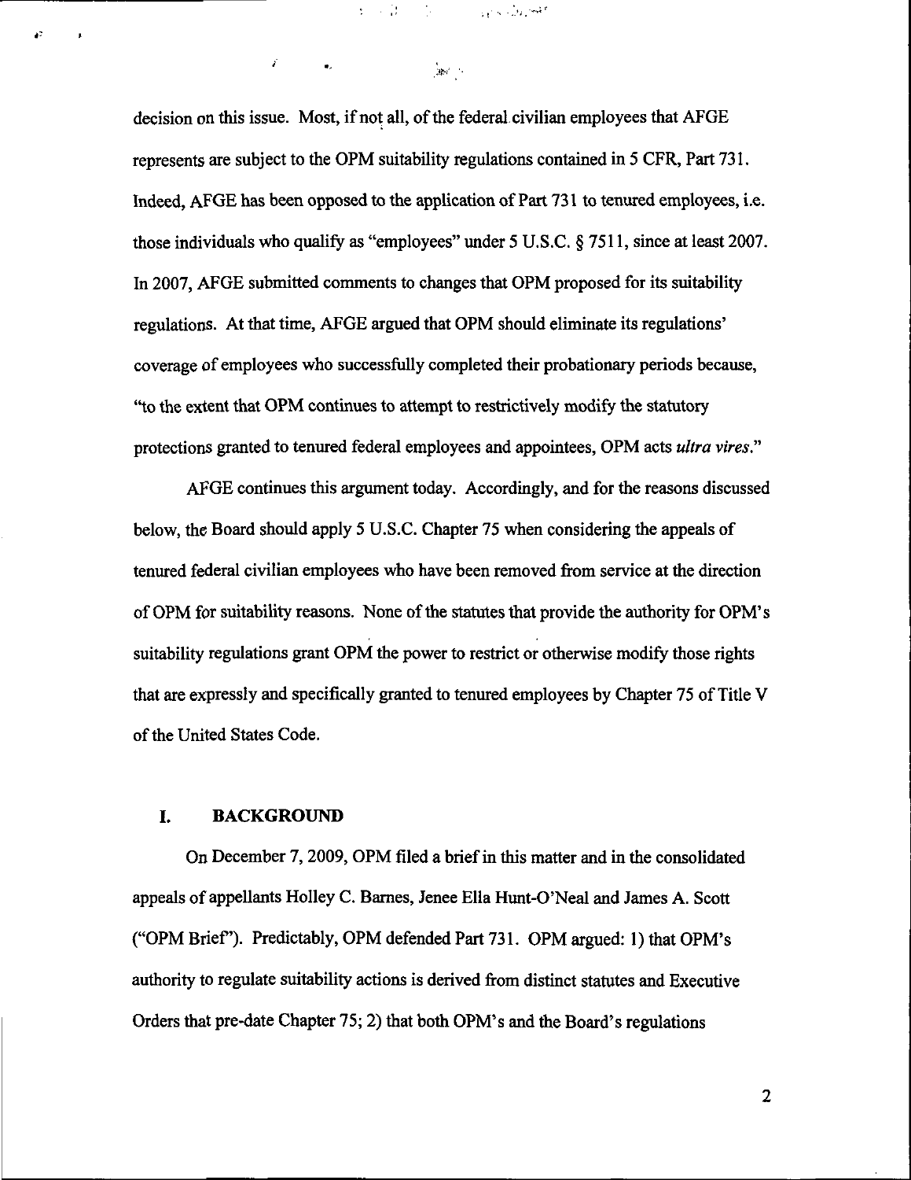decision on this issue. Most, if not all, of the federal civilian employees that AFGE represents are subject to the OPM suitability regulations contained in 5 CFR, Part 731. Indeed, AFGE has been opposed to the application of Part 731 to tenured employees, i.e. those individuals who qualify as "employees" under 5 U.S.C. § 7511, since at least 2007. In 2007, AFGE submitted comments to changes that OPM proposed for its suitability regulations. At that time, AFGE argued that OPM should eliminate its regulations' coverage of employees who successfully completed their probationary periods because, "to the extent that OPM continues to attempt to restrictively modify the statutory protections granted to tenured federal employees and appointees, OPM acts *ultra vires*."

AFGE continues this argument today. Accordingly, and for the reasons discussed below, the Board should apply 5 U.S.C. Chapter 75 when considering the appeals of tenured federal civilian employees who have been removed from service at the direction of OPM for suitability reasons. None of the statutes that provide the authority for OPM's suitability regulations grant OPM the power to restrict or otherwise modify those rights that are expressly and specifically granted to tenured employees by Chapter 75 of Title V of the United States Code.

## I. BACKGROUND

On December 7, 2009, OPM filed a brief in this matter and in the consolidated appeals of appellants Holley C. Barnes, Jenee Ella Hunt-O'Neal and James A. Scott ("OPM Brief"). Predictably, OPM defended Part 731. OPM argued: 1) that OPM's authority to regulate suitability actions is derived from distinct statutes and Executive Orders that pre-date Chapter 75; 2) that both OPM's and the Board's regulations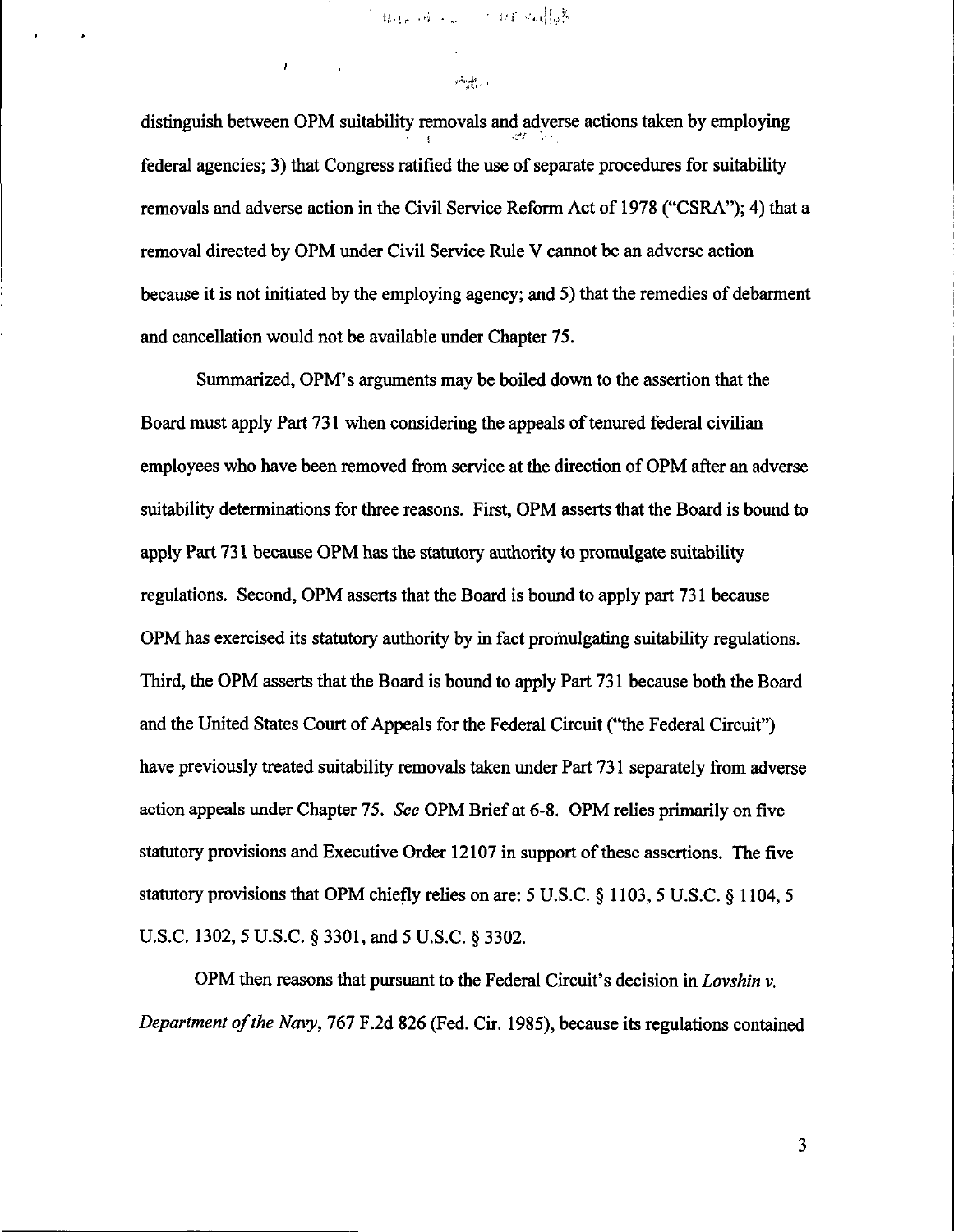distinguish between OPM suitability removals and adverse actions taken by employing federal agencies; 3) that Congress ratified the use of separate procedures for suitability removals and adverse action in the Civil Service Reform Act of 1978 ("CSRA"); 4) that a removal directed by OPM under Civil Service Rule V cannot be an adverse action because it is not initiated by the employing agency; and 5) that the remedies of debarment and cancellation would not be available under Chapter 75.

Summarized, OPM's arguments may be boiled down to the assertion that the Board must apply Part 731 when considering the appeals of tenured federal civilian employees who have been removed from service at the direction of OPM after an adverse suitability determinations for three reasons. First, OPM asserts that the Board is bound to apply Part 731 because OPM has the statutory authority to promulgate suitability regulations. Second, OPM asserts that the Board is bound to apply part 731 because OPM has exercised its statutory authority by in fact promulgating suitability regulations. Third, the OPM asserts that the Board is bound to apply Part 731 because both the Board and the United States Court of Appeals for the Federal Circuit ("the Federal Circuit") have previously treated suitability removals taken under Part 731 separately from adverse action appeals under Chapter 75. *See* OPM Brief at 6-8. OPM relies primarily on five statutory provisions and Executive Order 12107 in support of these assertions. The five statutory provisions that OPM chiefly relies on are: 5 U.S.C. § 1103, 5 U.S.C. § 1104, 5 U.S.C. 1302, 5 U.S.C. § 3301, and 5 U.S.C. § 3302.

OPM then reasons that pursuant to the Federal Circuit's decision in *Lovshin v. Department of the Navy*, 767 F.2d 826 (Fed. Cir. 1985), because its regulations contained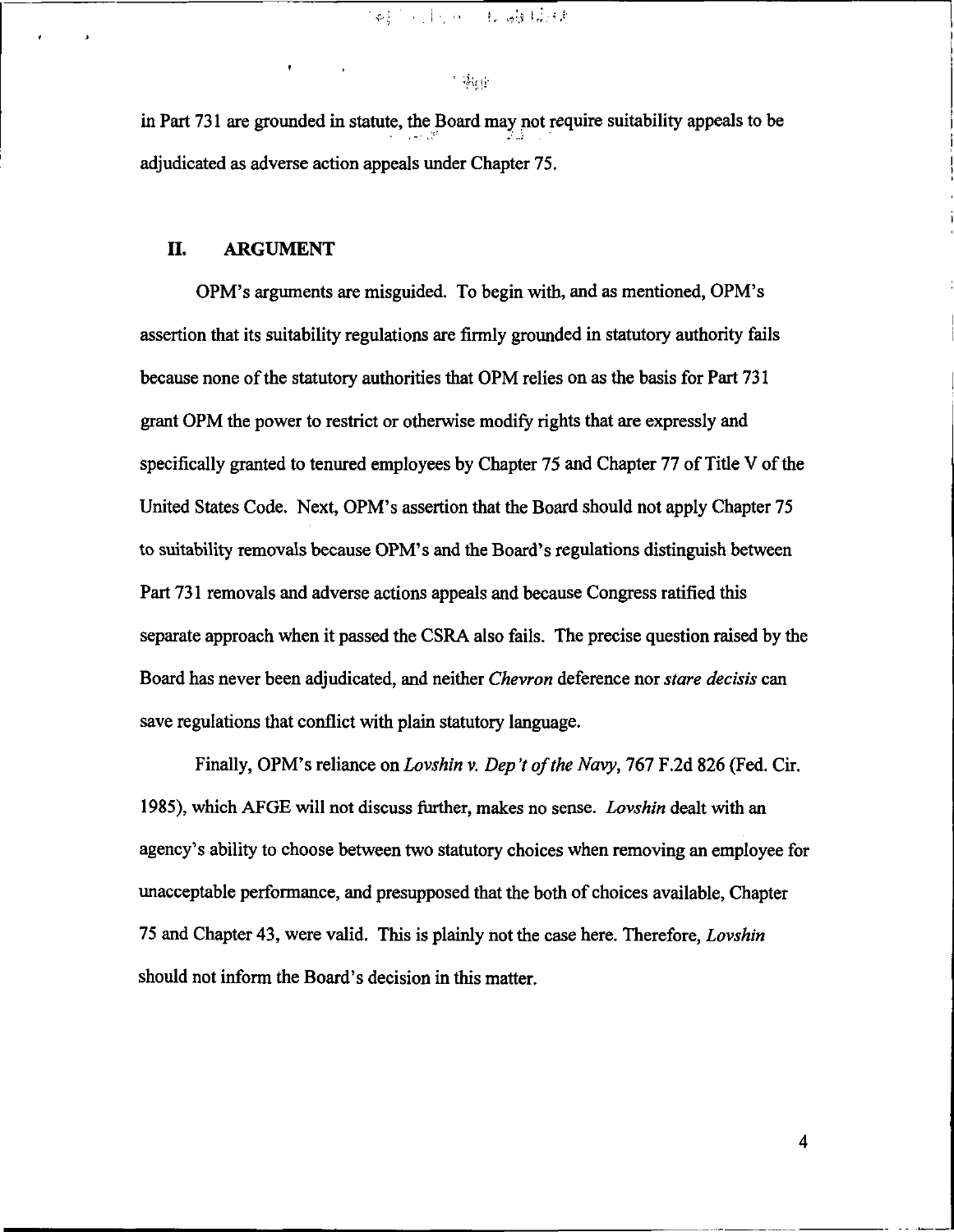in Part 731 are grounded in statute, the Board may not require suitability appeals to be adjudicated as adverse action appeals under Chapter 75.

## II. ARGUMENT

OPM's arguments are misguided. To begin with, and as mentioned, OPM's assertion that its suitability regulations are firmly grounded in statutory authority fails because none of the statutory authorities that OPM relies on as the basis for Part 731 grant OPM the power to restrict or otherwise modify rights that are expressly and specifically granted to tenured employees by Chapter 75 and Chapter 77 of Title V of the United States Code. Next, OPM's assertion that the Board should not apply Chapter 75 to suitability removals because OPM's and the Board's regulations distinguish between Part 731 removals and adverse actions appeals and because Congress ratified this separate approach when it passed the CSRA also fails. The precise question raised by the Board has never been adjudicated, and neither *Chevron* deference nor *stare decisis* can save regulations that conflict with plain statutory language.

Finally, OPM's reliance on *Lovshin v. Dep't of the Navy*, 767 F.2d 826 (Fed. Cir. 1985), which AFGE will not discuss further, makes no sense. *Lovshin* dealt with an agency's ability to choose between two statutory choices when removing an employee for unacceptable performance, and presupposed that the both of choices available, Chapter 75 and Chapter 43, were valid. This is plainly not the case here. Therefore, *Lovshin* should not inform the Board's decision in this matter.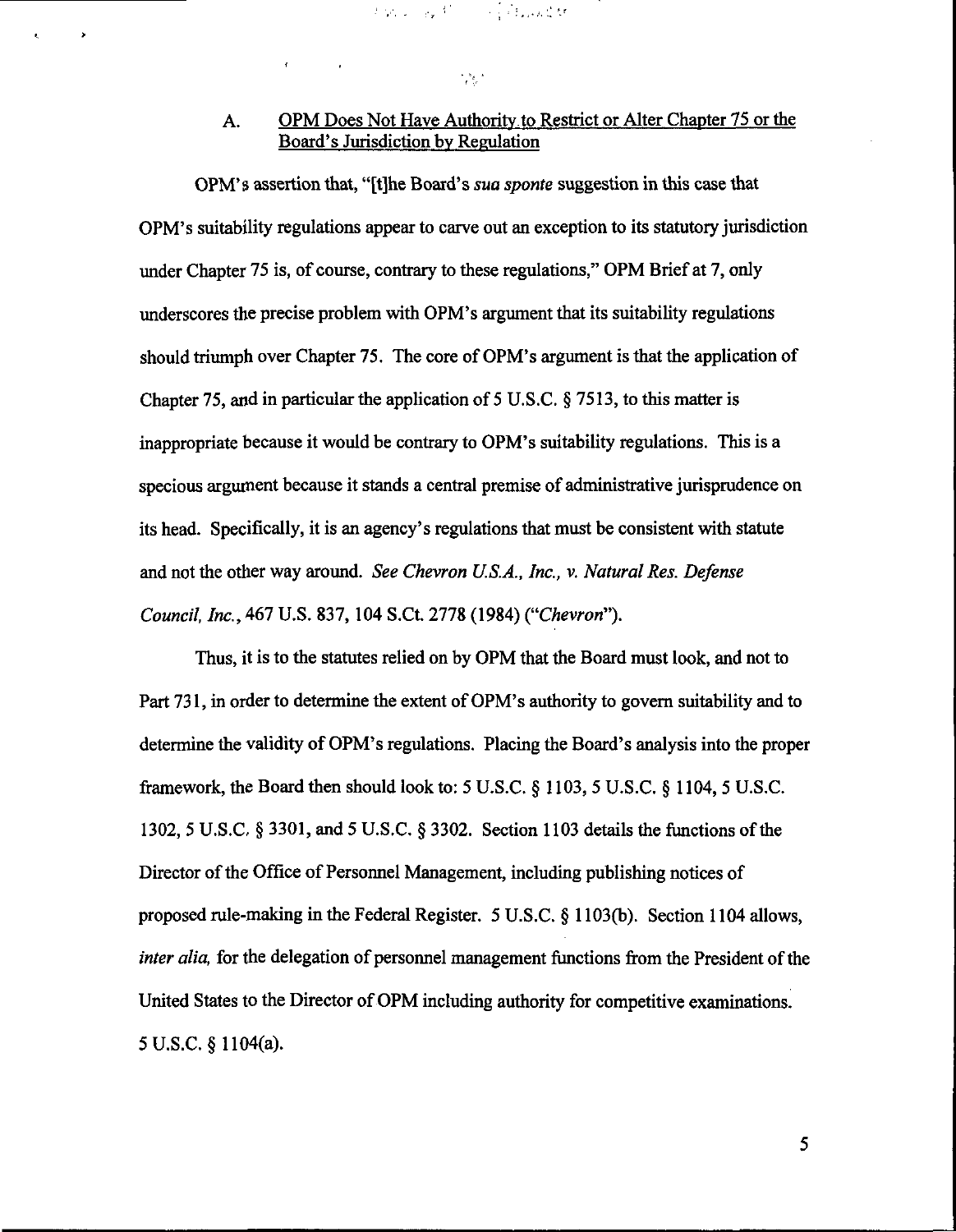## A. OPM Does Not Have Authority to Restrict or Alter Chapter 75 or the Board's Jurisdiction by Regulation

OPM's assertion that, "[t]he Board's *sua sponte* suggestion in this case that OPM's suitability regulations appear to carve out an exception to its statutory jurisdiction under Chapter 75 is, of course, contrary to these regulations," OPM Brief at 7, only underscores the precise problem with OPM's argument that its suitability regulations should triumph over Chapter 75. The core of OPM's argument is that the application of Chapter 75, and in particular the application of 5 U.S.C. § 7513, to this matter is inappropriate because it would be contrary to OPM's suitability regulations. This is a specious argument because it stands a central premise of administrative jurisprudence on its head. Specifically, it is an agency's regulations that must be consistent with statute and not the other way around. *See Chevron U.S.A., Inc., v. Natural Res. Defense Council, Inc.*, 467 U.S. 837, 104 S.Ct. 2778 (1984) ("*Chevron*").

Thus, it is to the statutes relied on by OPM that the Board must look, and not to Part 731, in order to determine the extent of OPM's authority to govern suitability and to determine the validity of OPM's regulations. Placing the Board's analysis into the proper framework, the Board then should look to: 5 U.S.C. § 1103, 5 U.S.C. § 1104, 5 U.S.C. 1302, 5 U.S.C. § 3301, and 5 U.S.C. § 3302. Section 1103 details the functions of the Director of the Office of Personnel Management, including publishing notices of proposed rule-making in the Federal Register. 5 U.S.C. § 1103(b). Section 1104 allows, *inter alia,* for the delegation of personnel management functions from the President of the United States to the Director of OPM including authority for competitive examinations. 5 U.S.C. § 1104(a).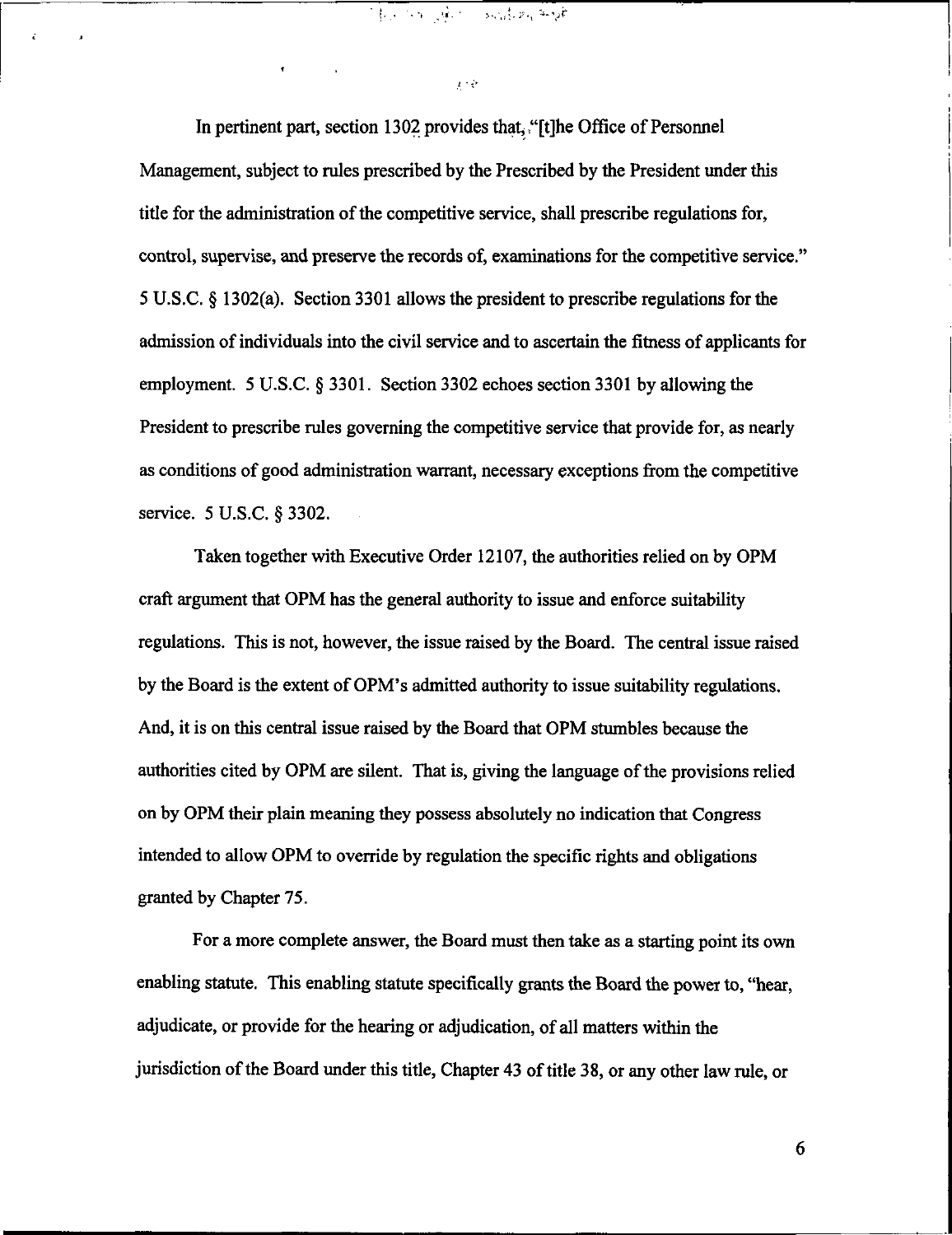In pertinent part, section 1302 provides that, "[t]he Office of Personnel Management, subject to rules prescribed by the Prescribed by the President under this title for the administration of the competitive service, shall prescribe regulations for, control, supervise, and preserve the records of, examinations for the competitive service." 5 U.S.C. § 1302(a). Section 3301 allows the president to prescribe regulations for the admission of individuals into the civil service and to ascertain the fitness of applicants for employment. 5 U.S.C. § 3301. Section 3302 echoes section 3301 by allowing the President to prescribe rules governing the competitive service that provide for, as nearly as conditions of good administration warrant, necessary exceptions from the competitive service. 5 U.S.C. § 3302.

Taken together with Executive Order 12107, the authorities relied on by OPM craft argument that OPM has the general authority to issue and enforce suitability regulations. This is not, however, the issue raised by the Board. The central issue raised by the Board is the extent of OPM's admitted authority to issue suitability regulations. And, it is on this central issue raised by the Board that OPM stumbles because the authorities cited by OPM are silent. That is, giving the language of the provisions relied on by OPM their plain meaning they possess absolutely no indication that Congress intended to allow OPM to override by regulation the specific rights and obligations granted by Chapter 75.

For a more complete answer, the Board must then take as a starting point its own enabling statute. This enabling statute specifically grants the Board the power to, "hear, adjudicate, or provide for the hearing or adjudication, of all matters within the jurisdiction of the Board under this title, Chapter 43 of title 38, or any other law rule, or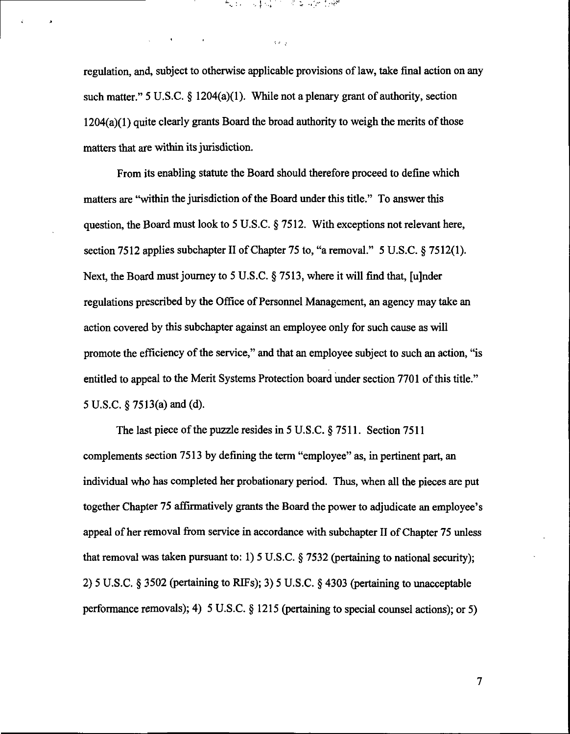regulation, and, subject to otherwise applicable provisions of law, take final action on any such matter." 5 U.S.C. § 1204(a)(1). While not a plenary grant of authority, section 1204(a)(1) quite clearly grants Board the broad authority to weigh the merits of those matters that are within its jurisdiction.

From its enabling statute the Board should therefore proceed to define which matters are "within the jurisdiction of the Board under this title." To answer this question, the Board must look to 5 U.S.C. § 7512. With exceptions not relevant here, section 7512 applies subchapter II of Chapter 75 to, "a removal." 5 U.S.C. § 7512(1). Next, the Board must journey to 5 U.S.C. § 7513, where it will find that, [u]nder regulations prescribed by the Office of Personnel Management, an agency may take an action covered by this subchapter against an employee only for such cause as will promote the efficiency of the service," and that an employee subject to such an action, "is entitled to appeal to the Merit Systems Protection board under section 7701 of this title." 5 U.S.C. § 7513(a) and (d).

The last piece of the puzzle resides in 5 U.S.C. § 7511. Section 7511 complements section 7513 by defining the term "employee" as, in pertinent part, an individual who has completed her probationary period. Thus, when all the pieces are put together Chapter 75 affirmatively grants the Board the power to adjudicate an employee's appeal of her removal from service in accordance with subchapter II of Chapter 75 unless that removal was taken pursuant to: 1) 5 U.S.C. § 7532 (pertaining to national security); 2) 5 U.S.C. § 3502 (pertaining to RIFs); 3) 5 U.S.C. § 4303 (pertaining to unacceptable performance removals); 4) 5 U.S.C. § 1215 (pertaining to special counsel actions); or 5)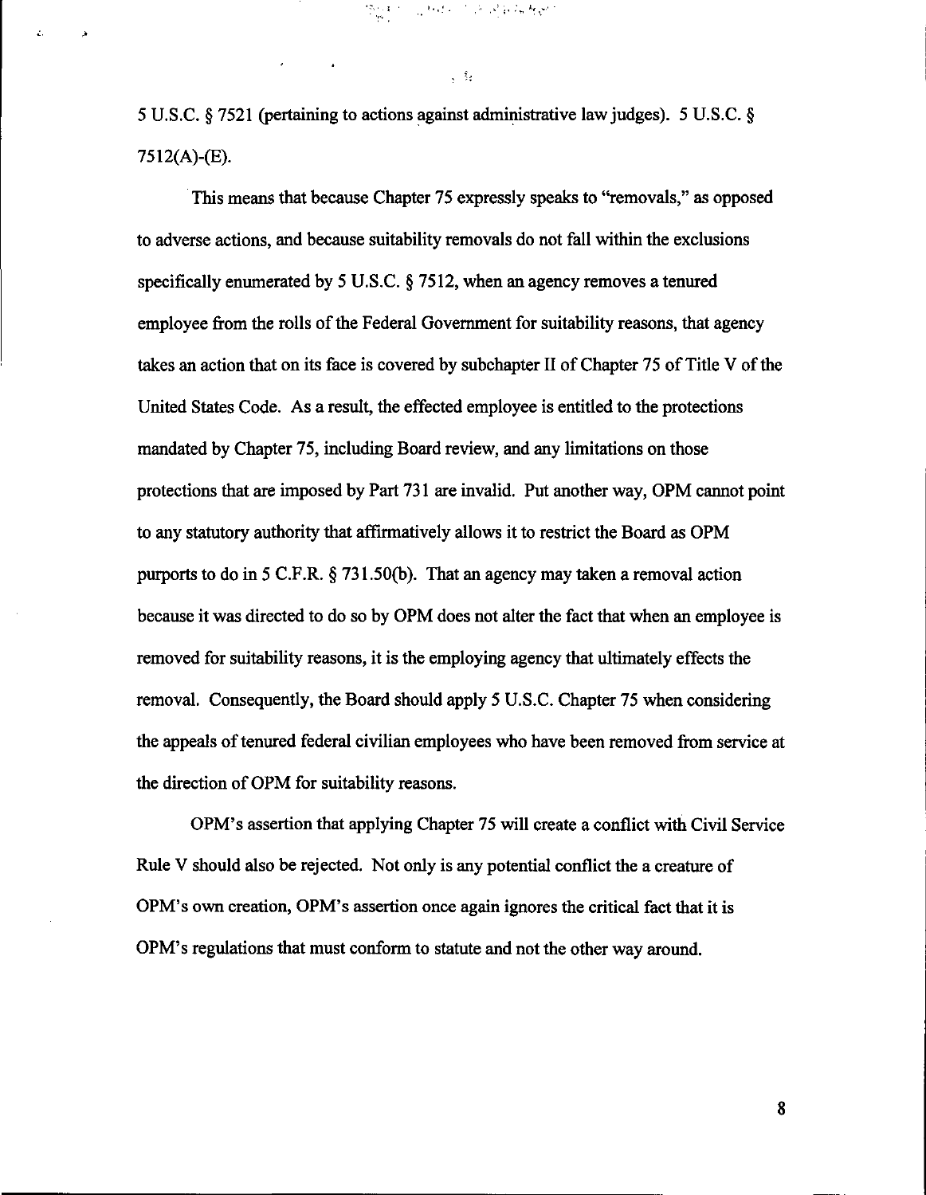5 U.S.C. § 7521 (pertaining to actions against administrative law judges). 5 U.S.C. § 7512(A)-(E).

This means that because Chapter 75 expressly speaks to "removals," as opposed to adverse actions, and because suitability removals do not fall within the exclusions specifically enumerated by 5 U.S.C. § 7512, when an agency removes a tenured employee from the rolls of the Federal Government for suitability reasons, that agency takes an action that on its face is covered by subchapter II of Chapter 75 of Title V of the United States Code. As a result, the effected employee is entitled to the protections mandated by Chapter 75, including Board review, and any limitations on those protections that are imposed by Part 731 are invalid. Put another way, OPM cannot point to any statutory authority that affirmatively allows it to restrict the Board as OPM purports to do in 5 C.F.R. § 731.50(b). That an agency may taken a removal action because it was directed to do so by OPM does not alter the fact that when an employee is removed for suitability reasons, it is the employing agency that ultimately effects the removal. Consequently, the Board should apply 5 U.S.C. Chapter 75 when considering the appeals of tenured federal civilian employees who have been removed from service at the direction of OPM for suitability reasons.

OPM's assertion that applying Chapter 75 will create a conflict with Civil Service Rule V should also be rejected. Not only is any potential conflict the a creature of OPM's own creation, OPM's assertion once again ignores the critical fact that it is OPM's regulations that must conform to statute and not the other way around.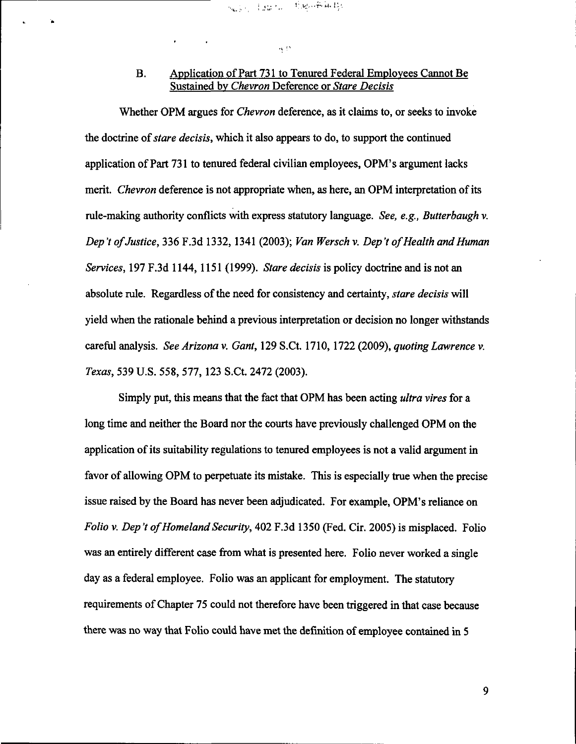### B. Application of Part 731 to Tenured Federal Employees Cannot Be Sustained by *Chevron* Deference or *Stare Decisis*

Whether OPM argues for *Chevron* deference, as it claims to, or seeks to invoke the doctrine of *stare decisis*, which it also appears to do, to support the continued application of Part 731 to tenured federal civilian employees, OPM's argument lacks merit. *Chevron* deference is not appropriate when, as here, an OPM interpretation of its rule-making authority conflicts with express statutory language. *See, e.g., Butterbaugh v. Dep't of Justice*, 336 F.3d 1332, 1341 (2003); *Van Wersch v. Dep't of Health and Human Services*, 197 F.3d 1144, 1151 (1999). *Stare decisis* is policy doctrine and is not an absolute rule. Regardless of the need for consistency and certainty, *stare decisis* will yield when the rationale behind a previous interpretation or decision no longer withstands careful analysis. *See Arizona v. Gant*, 129 S.Ct. 1710, 1722 (2009), *quoting Lawrence v. Texas*, 539 U.S. 558, 577, 123 S.Ct. 2472 (2003).

Simply put, this means that the fact that OPM has been acting *ultra vires* for a long time and neither the Board nor the courts have previously challenged OPM on the application of its suitability regulations to tenured employees is not a valid argument in favor of allowing OPM to perpetuate its mistake. This is especially true when the precise issue raised by the Board has never been adjudicated. For example, OPM's reliance on *Folio v. Dep't of Homeland Security*, 402 F.3d 1350 (Fed. Cir. 2005) is misplaced. Folio was an entirely different case from what is presented here. Folio never worked a single day as a federal employee. Folio was an applicant for employment. The statutory requirements of Chapter 75 could not therefore have been triggered in that case because there was no way that Folio could have met the definition of employee contained in 5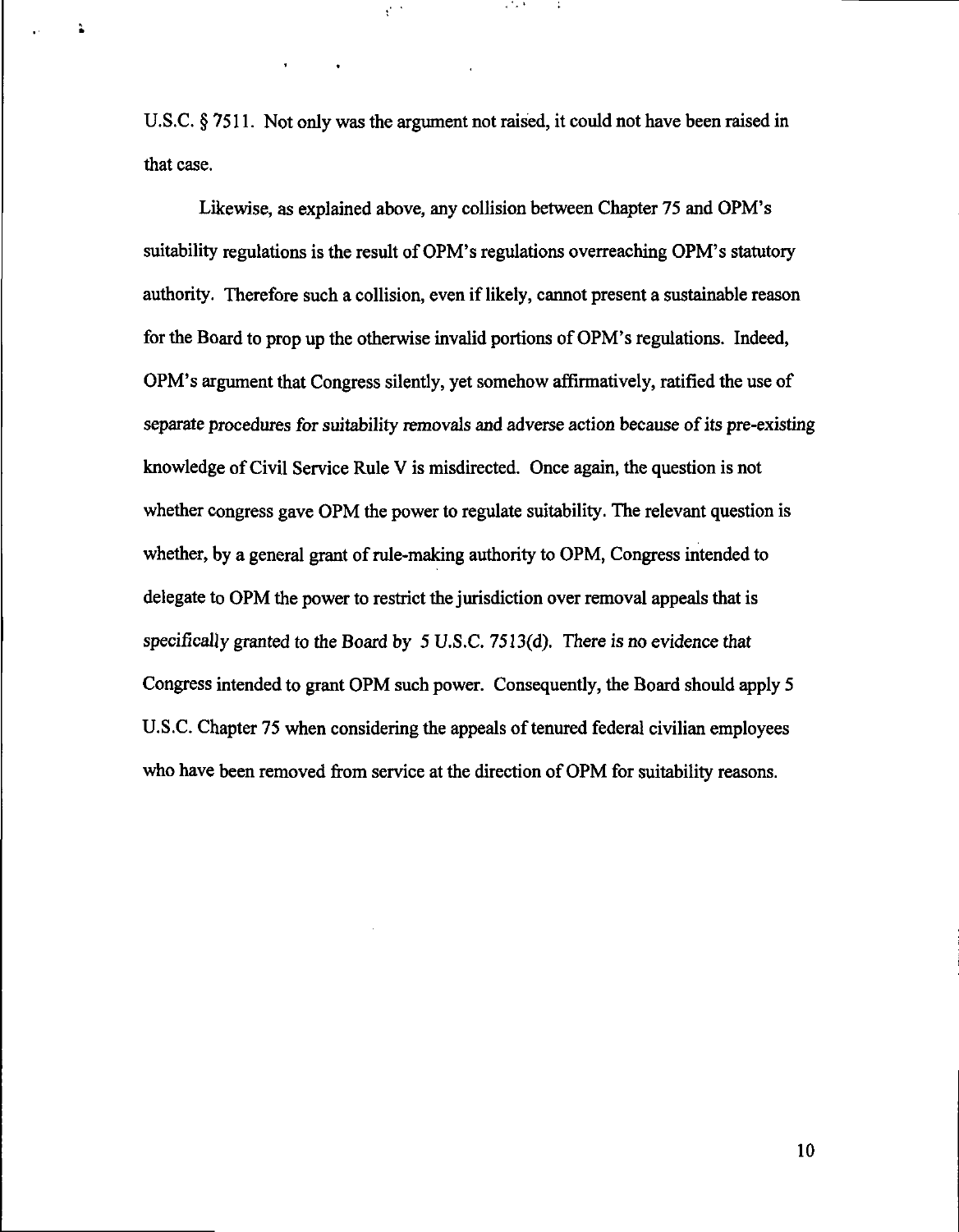U.S.C. § 7511. Not only was the argument not raised, it could not have been raised in that case.

Likewise, as explained above, any collision between Chapter 75 and OPM's suitability regulations is the result of OPM's regulations overreaching OPM's statutory authority. Therefore such a collision, even if likely, cannot present a sustainable reason for the Board to prop up the otherwise invalid portions of OPM's regulations. Indeed, OPM's argument that Congress silently, yet somehow affirmatively, ratified the use of separate procedures for suitability removals and adverse action because of its pre-existing knowledge of Civil Service Rule V is misdirected. Once again, the question is not whether congress gave OPM the power to regulate suitability. The relevant question is whether, by a general grant of rule-making authority to OPM, Congress intended to delegate to OPM the power to restrict the jurisdiction over removal appeals that is specifically granted to the Board by *5 U.S.C. 7513(d). There is no evidence that* Congress intended to grant OPM such power. Consequently, the Board should apply 5 U.S.C. Chapter 75 when considering the appeals of tenured federal civilian employees who have been removed from service at the direction of OPM for suitability reasons.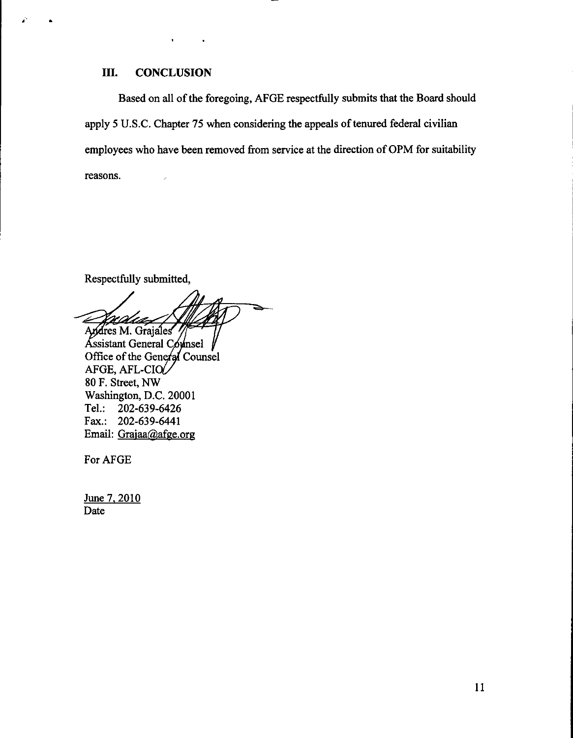## III. CONCLUSION

Based on all of the foregoing, AFGE respectfully submits that the Board should apply 5 U.S.C. Chapter 75 when considering the appeals of tenured federal civilian employees who have been removed from service at the direction of OPM for suitability reasons.

Respectfully submitted,

Andres M. Grajales
Assistant General Counsel
Office of the General Counsel
AFGE, AFL-CIO
80 F. Street, NW
Washington, D.C. 20001
Tel.: 202-639-6426
Fax.: 202-639-6441
Email: Grajaa@afge.org

For AFGE

June 7, 2010
Date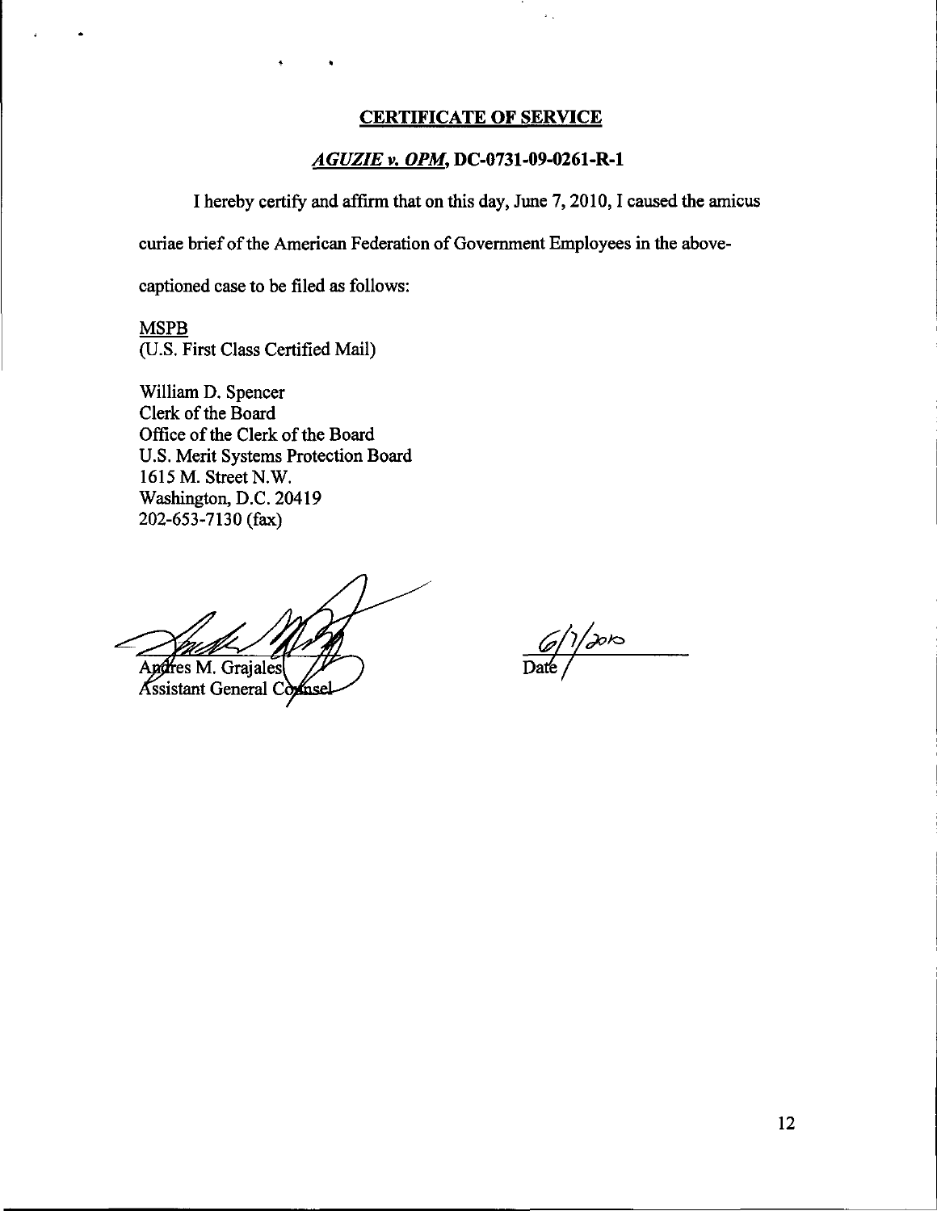## CERTIFICATE OF SERVICE

### *AGUZIE v. OPM*, DC-0731-09-0261-R-1

I hereby certify and affirm that on this day, June 7, 2010, I caused the amicus curiae brief of the American Federation of Government Employees in the above-captioned case to be filed as follows:

MSPB
(U.S. First Class Certified Mail)

William D. Spencer
Clerk of the Board
Office of the Clerk of the Board
U.S. Merit Systems Protection Board
1615 M. Street N.W.
Washington, D.C. 20419
202-653-7130 (fax)

Andres M. Grajales
Assistant General Counsel

6/7/2010
Date